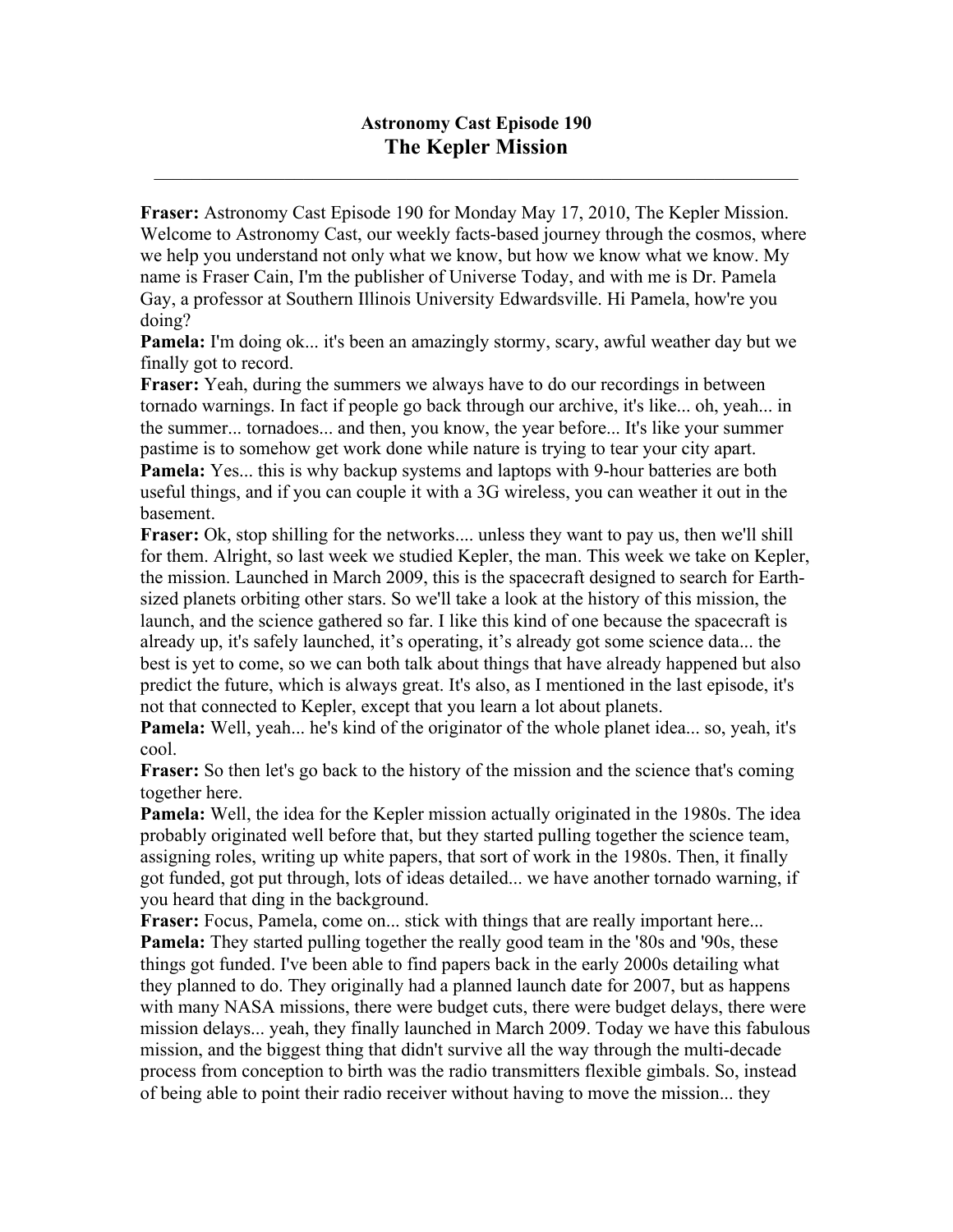# Astronomy Cast Episode 190
## The Kepler Mission

---

**Fraser:** Astronomy Cast Episode 190 for Monday May 17, 2010, The Kepler Mission. Welcome to Astronomy Cast, our weekly facts-based journey through the cosmos, where we help you understand not only what we know, but how we know what we know. My name is Fraser Cain, I'm the publisher of Universe Today, and with me is Dr. Pamela Gay, a professor at Southern Illinois University Edwardsville. Hi Pamela, how're you doing?

**Pamela:** I'm doing ok... it's been an amazingly stormy, scary, awful weather day but we finally got to record.

**Fraser:** Yeah, during the summers we always have to do our recordings in between tornado warnings. In fact if people go back through our archive, it's like... oh, yeah... in the summer... tornadoes... and then, you know, the year before... It's like your summer pastime is to somehow get work done while nature is trying to tear your city apart.

**Pamela:** Yes... this is why backup systems and laptops with 9-hour batteries are both useful things, and if you can couple it with a 3G wireless, you can weather it out in the basement.

**Fraser:** Ok, stop shilling for the networks.... unless they want to pay us, then we'll shill for them. Alright, so last week we studied Kepler, the man. This week we take on Kepler, the mission. Launched in March 2009, this is the spacecraft designed to search for Earth-sized planets orbiting other stars. So we'll take a look at the history of this mission, the launch, and the science gathered so far. I like this kind of one because the spacecraft is already up, it's safely launched, it's operating, it's already got some science data... the best is yet to come, so we can both talk about things that have already happened but also predict the future, which is always great. It's also, as I mentioned in the last episode, it's not that connected to Kepler, except that you learn a lot about planets.

**Pamela:** Well, yeah... he's kind of the originator of the whole planet idea... so, yeah, it's cool.

**Fraser:** So then let's go back to the history of the mission and the science that's coming together here.

**Pamela:** Well, the idea for the Kepler mission actually originated in the 1980s. The idea probably originated well before that, but they started pulling together the science team, assigning roles, writing up white papers, that sort of work in the 1980s. Then, it finally got funded, got put through, lots of ideas detailed... we have another tornado warning, if you heard that ding in the background.

**Fraser:** Focus, Pamela, come on... stick with things that are really important here...

**Pamela:** They started pulling together the really good team in the '80s and '90s, these things got funded. I've been able to find papers back in the early 2000s detailing what they planned to do. They originally had a planned launch date for 2007, but as happens with many NASA missions, there were budget cuts, there were budget delays, there were mission delays... yeah, they finally launched in March 2009. Today we have this fabulous mission, and the biggest thing that didn't survive all the way through the multi-decade process from conception to birth was the radio transmitters flexible gimbals. So, instead of being able to point their radio receiver without having to move the mission... they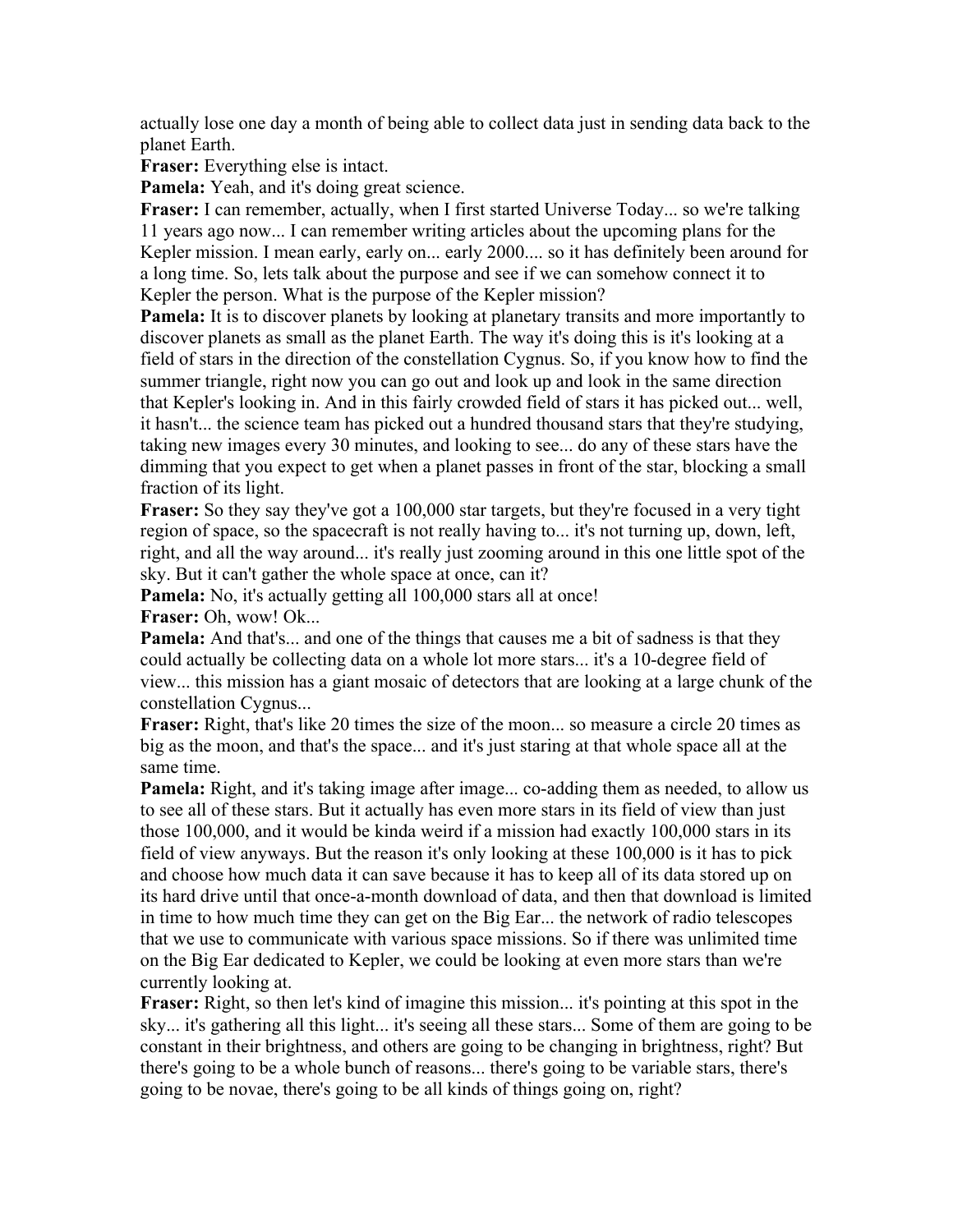actually lose one day a month of being able to collect data just in sending data back to the planet Earth.

**Fraser:** Everything else is intact.

**Pamela:** Yeah, and it's doing great science.

**Fraser:** I can remember, actually, when I first started Universe Today... so we're talking 11 years ago now... I can remember writing articles about the upcoming plans for the Kepler mission. I mean early, early on... early 2000.... so it has definitely been around for a long time. So, lets talk about the purpose and see if we can somehow connect it to Kepler the person. What is the purpose of the Kepler mission?

**Pamela:** It is to discover planets by looking at planetary transits and more importantly to discover planets as small as the planet Earth. The way it's doing this is it's looking at a field of stars in the direction of the constellation Cygnus. So, if you know how to find the summer triangle, right now you can go out and look up and look in the same direction that Kepler's looking in. And in this fairly crowded field of stars it has picked out... well, it hasn't... the science team has picked out a hundred thousand stars that they're studying, taking new images every 30 minutes, and looking to see... do any of these stars have the dimming that you expect to get when a planet passes in front of the star, blocking a small fraction of its light.

**Fraser:** So they say they've got a 100,000 star targets, but they're focused in a very tight region of space, so the spacecraft is not really having to... it's not turning up, down, left, right, and all the way around... it's really just zooming around in this one little spot of the sky. But it can't gather the whole space at once, can it?

**Pamela:** No, it's actually getting all 100,000 stars all at once!

**Fraser:** Oh, wow! Ok...

**Pamela:** And that's... and one of the things that causes me a bit of sadness is that they could actually be collecting data on a whole lot more stars... it's a 10-degree field of view... this mission has a giant mosaic of detectors that are looking at a large chunk of the constellation Cygnus...

**Fraser:** Right, that's like 20 times the size of the moon... so measure a circle 20 times as big as the moon, and that's the space... and it's just staring at that whole space all at the same time.

**Pamela:** Right, and it's taking image after image... co-adding them as needed, to allow us to see all of these stars. But it actually has even more stars in its field of view than just those 100,000, and it would be kinda weird if a mission had exactly 100,000 stars in its field of view anyways. But the reason it's only looking at these 100,000 is it has to pick and choose how much data it can save because it has to keep all of its data stored up on its hard drive until that once-a-month download of data, and then that download is limited in time to how much time they can get on the Big Ear... the network of radio telescopes that we use to communicate with various space missions. So if there was unlimited time on the Big Ear dedicated to Kepler, we could be looking at even more stars than we're currently looking at.

**Fraser:** Right, so then let's kind of imagine this mission... it's pointing at this spot in the sky... it's gathering all this light... it's seeing all these stars... Some of them are going to be constant in their brightness, and others are going to be changing in brightness, right? But there's going to be a whole bunch of reasons... there's going to be variable stars, there's going to be novae, there's going to be all kinds of things going on, right?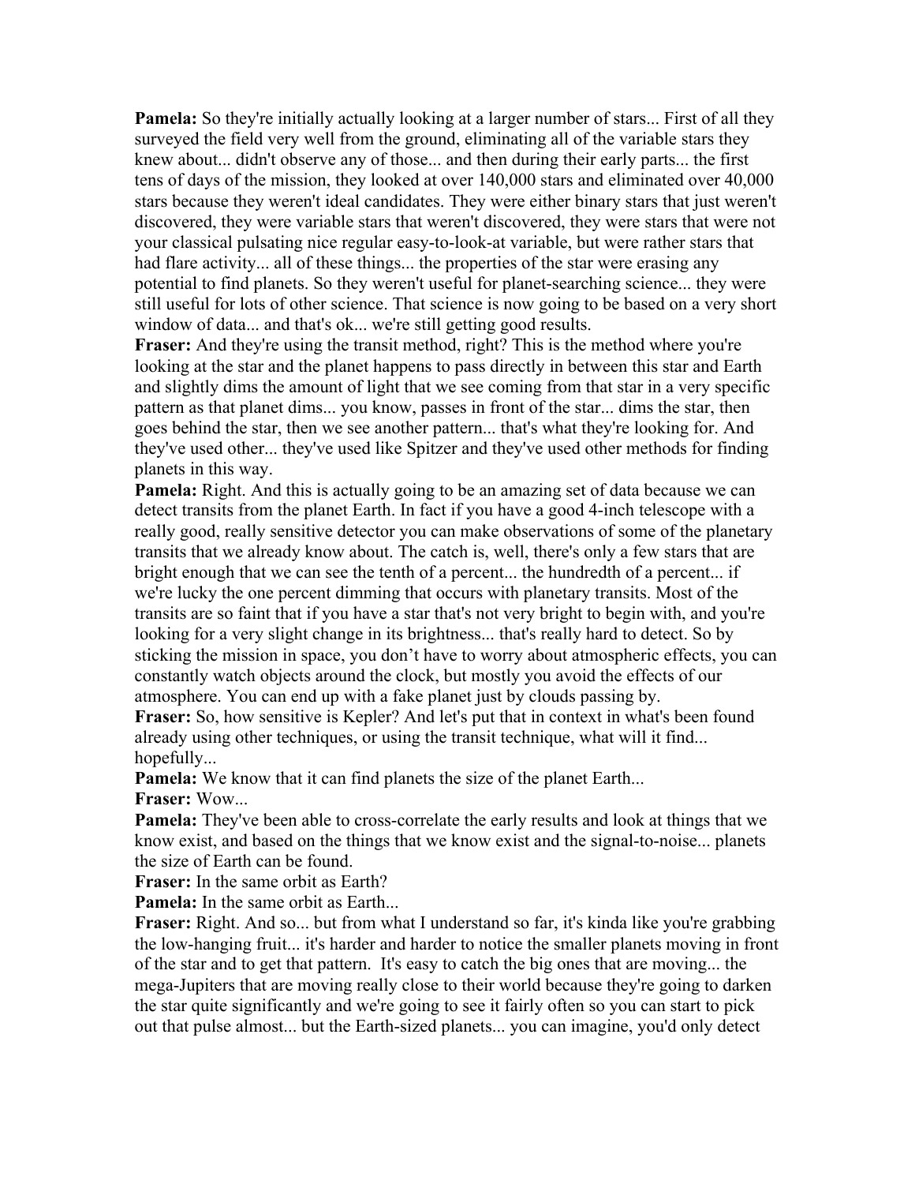**Pamela:** So they're initially actually looking at a larger number of stars... First of all they surveyed the field very well from the ground, eliminating all of the variable stars they knew about... didn't observe any of those... and then during their early parts... the first tens of days of the mission, they looked at over 140,000 stars and eliminated over 40,000 stars because they weren't ideal candidates. They were either binary stars that just weren't discovered, they were variable stars that weren't discovered, they were stars that were not your classical pulsating nice regular easy-to-look-at variable, but were rather stars that had flare activity... all of these things... the properties of the star were erasing any potential to find planets. So they weren't useful for planet-searching science... they were still useful for lots of other science. That science is now going to be based on a very short window of data... and that's ok... we're still getting good results.

**Fraser:** And they're using the transit method, right? This is the method where you're looking at the star and the planet happens to pass directly in between this star and Earth and slightly dims the amount of light that we see coming from that star in a very specific pattern as that planet dims... you know, passes in front of the star... dims the star, then goes behind the star, then we see another pattern... that's what they're looking for. And they've used other... they've used like Spitzer and they've used other methods for finding planets in this way.

**Pamela:** Right. And this is actually going to be an amazing set of data because we can detect transits from the planet Earth. In fact if you have a good 4-inch telescope with a really good, really sensitive detector you can make observations of some of the planetary transits that we already know about. The catch is, well, there's only a few stars that are bright enough that we can see the tenth of a percent... the hundredth of a percent... if we're lucky the one percent dimming that occurs with planetary transits. Most of the transits are so faint that if you have a star that's not very bright to begin with, and you're looking for a very slight change in its brightness... that's really hard to detect. So by sticking the mission in space, you don't have to worry about atmospheric effects, you can constantly watch objects around the clock, but mostly you avoid the effects of our atmosphere. You can end up with a fake planet just by clouds passing by.

**Fraser:** So, how sensitive is Kepler? And let's put that in context in what's been found already using other techniques, or using the transit technique, what will it find... hopefully...

**Pamela:** We know that it can find planets the size of the planet Earth...

**Fraser:** Wow...

**Pamela:** They've been able to cross-correlate the early results and look at things that we know exist, and based on the things that we know exist and the signal-to-noise... planets the size of Earth can be found.

**Fraser:** In the same orbit as Earth?

**Pamela:** In the same orbit as Earth...

**Fraser:** Right. And so... but from what I understand so far, it's kinda like you're grabbing the low-hanging fruit... it's harder and harder to notice the smaller planets moving in front of the star and to get that pattern. It's easy to catch the big ones that are moving... the mega-Jupiters that are moving really close to their world because they're going to darken the star quite significantly and we're going to see it fairly often so you can start to pick out that pulse almost... but the Earth-sized planets... you can imagine, you'd only detect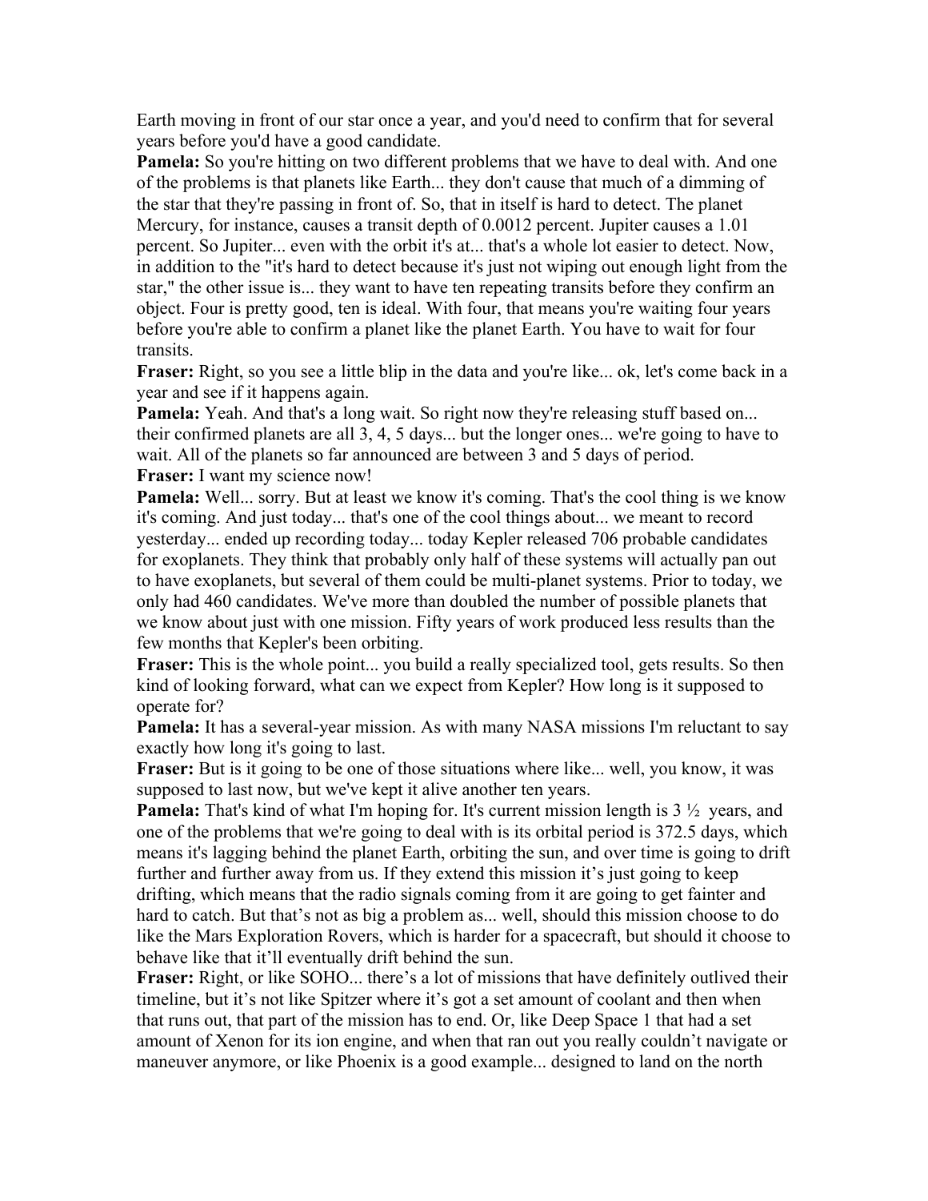Earth moving in front of our star once a year, and you'd need to confirm that for several years before you'd have a good candidate.

**Pamela:** So you're hitting on two different problems that we have to deal with. And one of the problems is that planets like Earth... they don't cause that much of a dimming of the star that they're passing in front of. So, that in itself is hard to detect. The planet Mercury, for instance, causes a transit depth of 0.0012 percent. Jupiter causes a 1.01 percent. So Jupiter... even with the orbit it's at... that's a whole lot easier to detect. Now, in addition to the "it's hard to detect because it's just not wiping out enough light from the star," the other issue is... they want to have ten repeating transits before they confirm an object. Four is pretty good, ten is ideal. With four, that means you're waiting four years before you're able to confirm a planet like the planet Earth. You have to wait for four transits.

**Fraser:** Right, so you see a little blip in the data and you're like... ok, let's come back in a year and see if it happens again.

**Pamela:** Yeah. And that's a long wait. So right now they're releasing stuff based on... their confirmed planets are all 3, 4, 5 days... but the longer ones... we're going to have to wait. All of the planets so far announced are between 3 and 5 days of period.

**Fraser:** I want my science now!

**Pamela:** Well... sorry. But at least we know it's coming. That's the cool thing is we know it's coming. And just today... that's one of the cool things about... we meant to record yesterday... ended up recording today... today Kepler released 706 probable candidates for exoplanets. They think that probably only half of these systems will actually pan out to have exoplanets, but several of them could be multi-planet systems. Prior to today, we only had 460 candidates. We've more than doubled the number of possible planets that we know about just with one mission. Fifty years of work produced less results than the few months that Kepler's been orbiting.

**Fraser:** This is the whole point... you build a really specialized tool, gets results. So then kind of looking forward, what can we expect from Kepler? How long is it supposed to operate for?

**Pamela:** It has a several-year mission. As with many NASA missions I'm reluctant to say exactly how long it's going to last.

**Fraser:** But is it going to be one of those situations where like... well, you know, it was supposed to last now, but we've kept it alive another ten years.

**Pamela:** That's kind of what I'm hoping for. It's current mission length is 3 ½ years, and one of the problems that we're going to deal with is its orbital period is 372.5 days, which means it's lagging behind the planet Earth, orbiting the sun, and over time is going to drift further and further away from us. If they extend this mission it's just going to keep drifting, which means that the radio signals coming from it are going to get fainter and hard to catch. But that's not as big a problem as... well, should this mission choose to do like the Mars Exploration Rovers, which is harder for a spacecraft, but should it choose to behave like that it'll eventually drift behind the sun.

**Fraser:** Right, or like SOHO... there's a lot of missions that have definitely outlived their timeline, but it's not like Spitzer where it's got a set amount of coolant and then when that runs out, that part of the mission has to end. Or, like Deep Space 1 that had a set amount of Xenon for its ion engine, and when that ran out you really couldn't navigate or maneuver anymore, or like Phoenix is a good example... designed to land on the north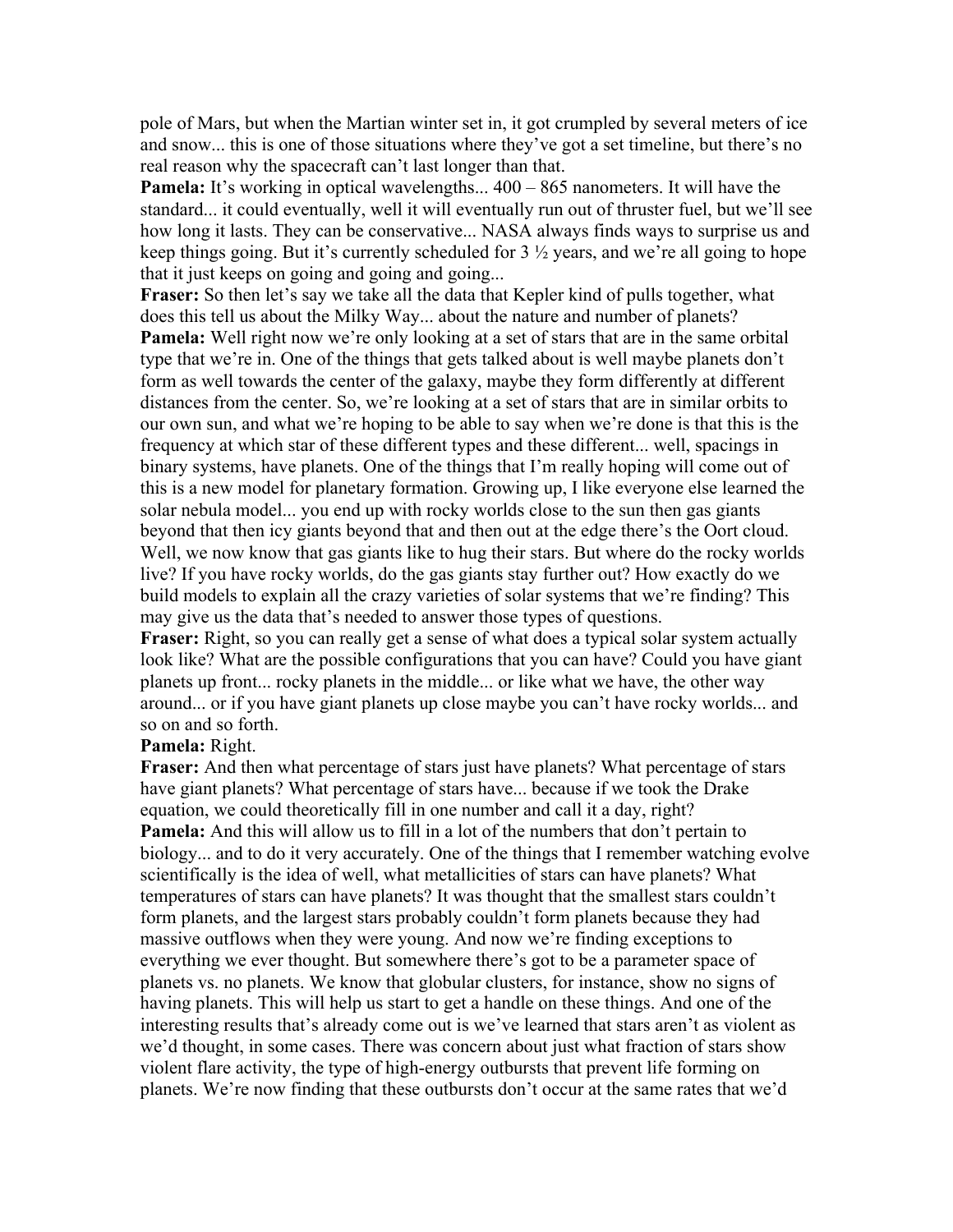pole of Mars, but when the Martian winter set in, it got crumpled by several meters of ice and snow... this is one of those situations where they've got a set timeline, but there's no real reason why the spacecraft can't last longer than that.

**Pamela:** It's working in optical wavelengths... 400 – 865 nanometers. It will have the standard... it could eventually, well it will eventually run out of thruster fuel, but we'll see how long it lasts. They can be conservative... NASA always finds ways to surprise us and keep things going. But it's currently scheduled for 3 ½ years, and we're all going to hope that it just keeps on going and going and going...

**Fraser:** So then let's say we take all the data that Kepler kind of pulls together, what does this tell us about the Milky Way... about the nature and number of planets?

**Pamela:** Well right now we're only looking at a set of stars that are in the same orbital type that we're in. One of the things that gets talked about is well maybe planets don't form as well towards the center of the galaxy, maybe they form differently at different distances from the center. So, we're looking at a set of stars that are in similar orbits to our own sun, and what we're hoping to be able to say when we're done is that this is the frequency at which star of these different types and these different... well, spacings in binary systems, have planets. One of the things that I'm really hoping will come out of this is a new model for planetary formation. Growing up, I like everyone else learned the solar nebula model... you end up with rocky worlds close to the sun then gas giants beyond that then icy giants beyond that and then out at the edge there's the Oort cloud. Well, we now know that gas giants like to hug their stars. But where do the rocky worlds live? If you have rocky worlds, do the gas giants stay further out? How exactly do we build models to explain all the crazy varieties of solar systems that we're finding? This may give us the data that's needed to answer those types of questions.

**Fraser:** Right, so you can really get a sense of what does a typical solar system actually look like? What are the possible configurations that you can have? Could you have giant planets up front... rocky planets in the middle... or like what we have, the other way around... or if you have giant planets up close maybe you can't have rocky worlds... and so on and so forth.

**Pamela:** Right.

**Fraser:** And then what percentage of stars just have planets? What percentage of stars have giant planets? What percentage of stars have... because if we took the Drake equation, we could theoretically fill in one number and call it a day, right?

**Pamela:** And this will allow us to fill in a lot of the numbers that don't pertain to biology... and to do it very accurately. One of the things that I remember watching evolve scientifically is the idea of well, what metallicities of stars can have planets? What temperatures of stars can have planets? It was thought that the smallest stars couldn't form planets, and the largest stars probably couldn't form planets because they had massive outflows when they were young. And now we're finding exceptions to everything we ever thought. But somewhere there's got to be a parameter space of planets vs. no planets. We know that globular clusters, for instance, show no signs of having planets. This will help us start to get a handle on these things. And one of the interesting results that's already come out is we've learned that stars aren't as violent as we'd thought, in some cases. There was concern about just what fraction of stars show violent flare activity, the type of high-energy outbursts that prevent life forming on planets. We're now finding that these outbursts don't occur at the same rates that we'd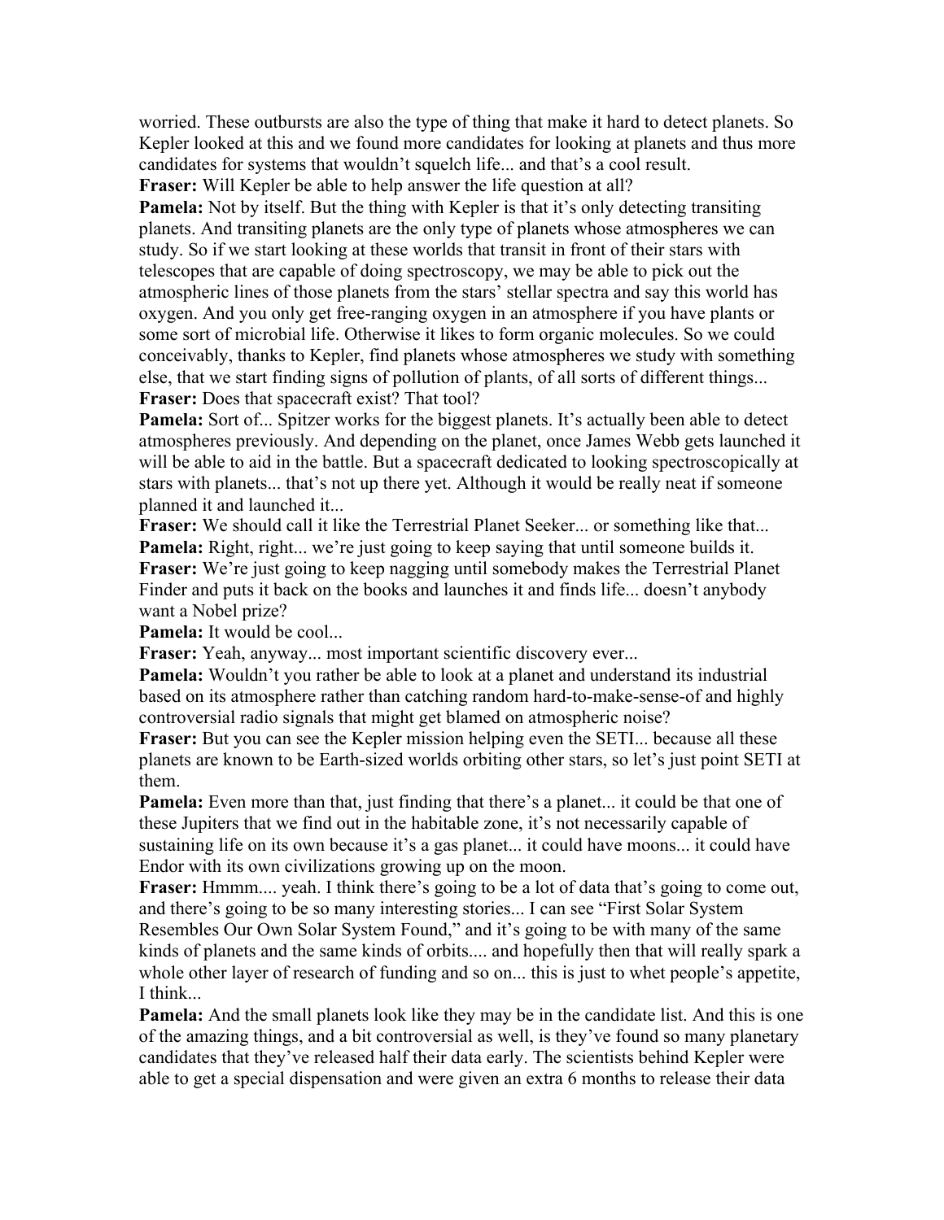worried. These outbursts are also the type of thing that make it hard to detect planets. So Kepler looked at this and we found more candidates for looking at planets and thus more candidates for systems that wouldn't squelch life... and that's a cool result.

**Fraser:** Will Kepler be able to help answer the life question at all?

**Pamela:** Not by itself. But the thing with Kepler is that it's only detecting transiting planets. And transiting planets are the only type of planets whose atmospheres we can study. So if we start looking at these worlds that transit in front of their stars with telescopes that are capable of doing spectroscopy, we may be able to pick out the atmospheric lines of those planets from the stars' stellar spectra and say this world has oxygen. And you only get free-ranging oxygen in an atmosphere if you have plants or some sort of microbial life. Otherwise it likes to form organic molecules. So we could conceivably, thanks to Kepler, find planets whose atmospheres we study with something else, that we start finding signs of pollution of plants, of all sorts of different things...

**Fraser:** Does that spacecraft exist? That tool?

**Pamela:** Sort of... Spitzer works for the biggest planets. It's actually been able to detect atmospheres previously. And depending on the planet, once James Webb gets launched it will be able to aid in the battle. But a spacecraft dedicated to looking spectroscopically at stars with planets... that's not up there yet. Although it would be really neat if someone planned it and launched it...

**Fraser:** We should call it like the Terrestrial Planet Seeker... or something like that...

**Pamela:** Right, right... we're just going to keep saying that until someone builds it.

**Fraser:** We're just going to keep nagging until somebody makes the Terrestrial Planet Finder and puts it back on the books and launches it and finds life... doesn't anybody want a Nobel prize?

**Pamela:** It would be cool...

**Fraser:** Yeah, anyway... most important scientific discovery ever...

**Pamela:** Wouldn't you rather be able to look at a planet and understand its industrial based on its atmosphere rather than catching random hard-to-make-sense-of and highly controversial radio signals that might get blamed on atmospheric noise?

**Fraser:** But you can see the Kepler mission helping even the SETI... because all these planets are known to be Earth-sized worlds orbiting other stars, so let's just point SETI at them.

**Pamela:** Even more than that, just finding that there's a planet... it could be that one of these Jupiters that we find out in the habitable zone, it's not necessarily capable of sustaining life on its own because it's a gas planet... it could have moons... it could have Endor with its own civilizations growing up on the moon.

**Fraser:** Hmmm.... yeah. I think there's going to be a lot of data that's going to come out, and there's going to be so many interesting stories... I can see "First Solar System Resembles Our Own Solar System Found," and it's going to be with many of the same kinds of planets and the same kinds of orbits.... and hopefully then that will really spark a whole other layer of research of funding and so on... this is just to whet people's appetite, I think...

**Pamela:** And the small planets look like they may be in the candidate list. And this is one of the amazing things, and a bit controversial as well, is they've found so many planetary candidates that they've released half their data early. The scientists behind Kepler were able to get a special dispensation and were given an extra 6 months to release their data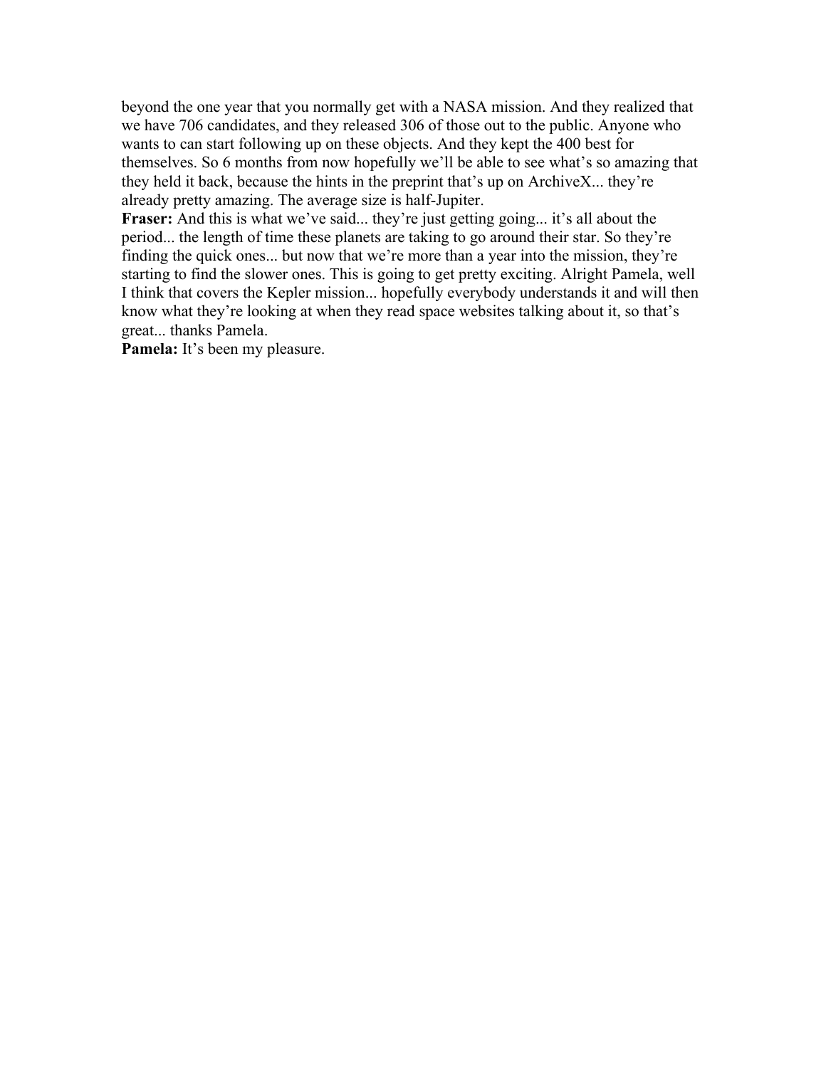beyond the one year that you normally get with a NASA mission. And they realized that we have 706 candidates, and they released 306 of those out to the public. Anyone who wants to can start following up on these objects. And they kept the 400 best for themselves. So 6 months from now hopefully we'll be able to see what's so amazing that they held it back, because the hints in the preprint that's up on ArchiveX... they're already pretty amazing. The average size is half-Jupiter.

**Fraser:** And this is what we've said... they're just getting going... it's all about the period... the length of time these planets are taking to go around their star. So they're finding the quick ones... but now that we're more than a year into the mission, they're starting to find the slower ones. This is going to get pretty exciting. Alright Pamela, well I think that covers the Kepler mission... hopefully everybody understands it and will then know what they're looking at when they read space websites talking about it, so that's great... thanks Pamela.

**Pamela:** It's been my pleasure.